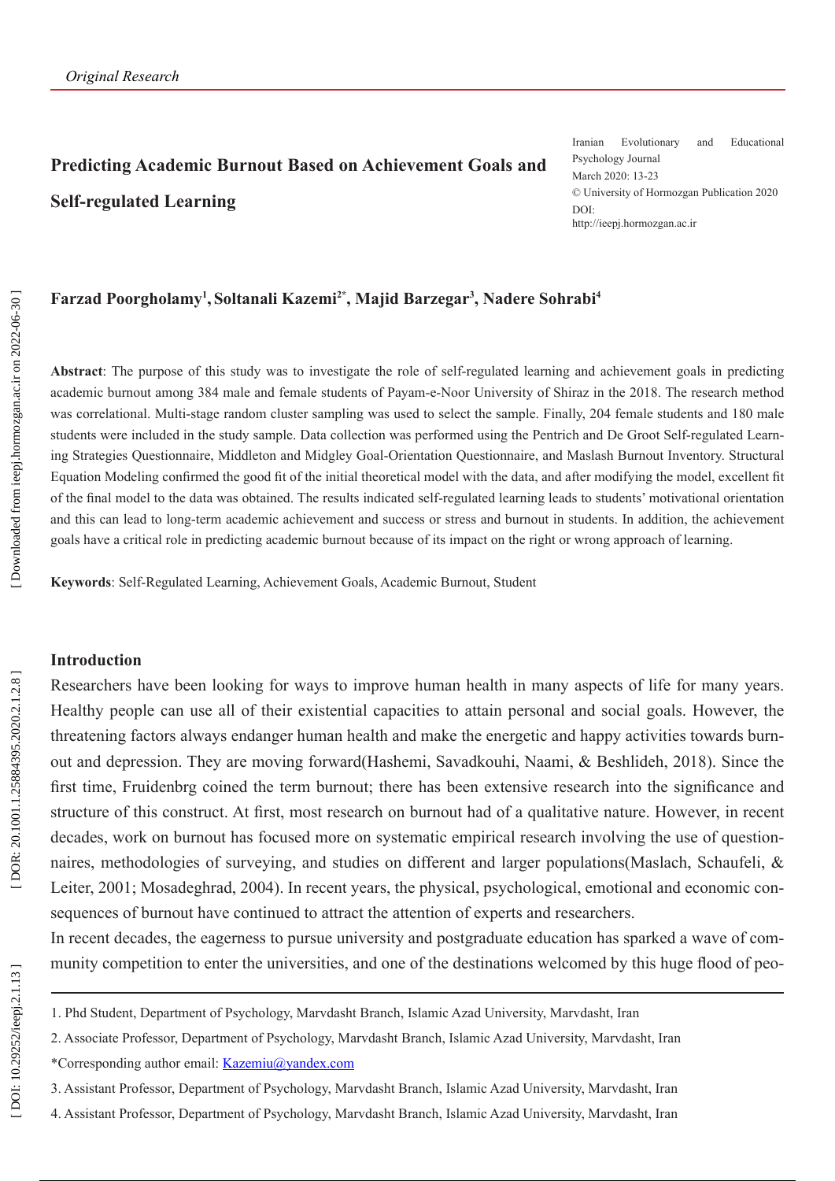*Original Research*

Iranian Evolutionary and Educational Psychology Journal
March 2020: 13-23
© University of Hormozgan Publication 2020
DOI:
http://ieepj.hormozgan.ac.ir

# Predicting Academic Burnout Based on Achievement Goals and Self-regulated Learning

**Farzad Poorgholamy[1], Soltanali Kazemi[2*], Majid Barzegar[3], Nadere Sohrabi[4]**

**Abstract**: The purpose of this study was to investigate the role of self-regulated learning and achievement goals in predicting academic burnout among 384 male and female students of Payam-e-Noor University of Shiraz in the 2018. The research method was correlational. Multi-stage random cluster sampling was used to select the sample. Finally, 204 female students and 180 male students were included in the study sample. Data collection was performed using the Pentrich and De Groot Self-regulated Learning Strategies Questionnaire, Middleton and Midgley Goal-Orientation Questionnaire, and Maslash Burnout Inventory. Structural Equation Modeling confirmed the good fit of the initial theoretical model with the data, and after modifying the model, excellent fit of the final model to the data was obtained. The results indicated self-regulated learning leads to students' motivational orientation and this can lead to long-term academic achievement and success or stress and burnout in students. In addition, the achievement goals have a critical role in predicting academic burnout because of its impact on the right or wrong approach of learning.

**Keywords**: Self-Regulated Learning, Achievement Goals, Academic Burnout, Student

## Introduction

Researchers have been looking for ways to improve human health in many aspects of life for many years. Healthy people can use all of their existential capacities to attain personal and social goals. However, the threatening factors always endanger human health and make the energetic and happy activities towards burnout and depression. They are moving forward(Hashemi, Savadkouhi, Naami, & Beshlideh, 2018). Since the first time, Fruidenbrg coined the term burnout; there has been extensive research into the significance and structure of this construct. At first, most research on burnout had of a qualitative nature. However, in recent decades, work on burnout has focused more on systematic empirical research involving the use of questionnaires, methodologies of surveying, and studies on different and larger populations(Maslach, Schaufeli, & Leiter, 2001; Mosadeghrad, 2004). In recent years, the physical, psychological, emotional and economic consequences of burnout have continued to attract the attention of experts and researchers.

In recent decades, the eagerness to pursue university and postgraduate education has sparked a wave of community competition to enter the universities, and one of the destinations welcomed by this huge flood of peo-

---

1. Phd Student, Department of Psychology, Marvdasht Branch, Islamic Azad University, Marvdasht, Iran

2. Associate Professor, Department of Psychology, Marvdasht Branch, Islamic Azad University, Marvdasht, Iran

*Corresponding author email: Kazemiu@yandex.com

3. Assistant Professor, Department of Psychology, Marvdasht Branch, Islamic Azad University, Marvdasht, Iran

4. Assistant Professor, Department of Psychology, Marvdasht Branch, Islamic Azad University, Marvdasht, Iran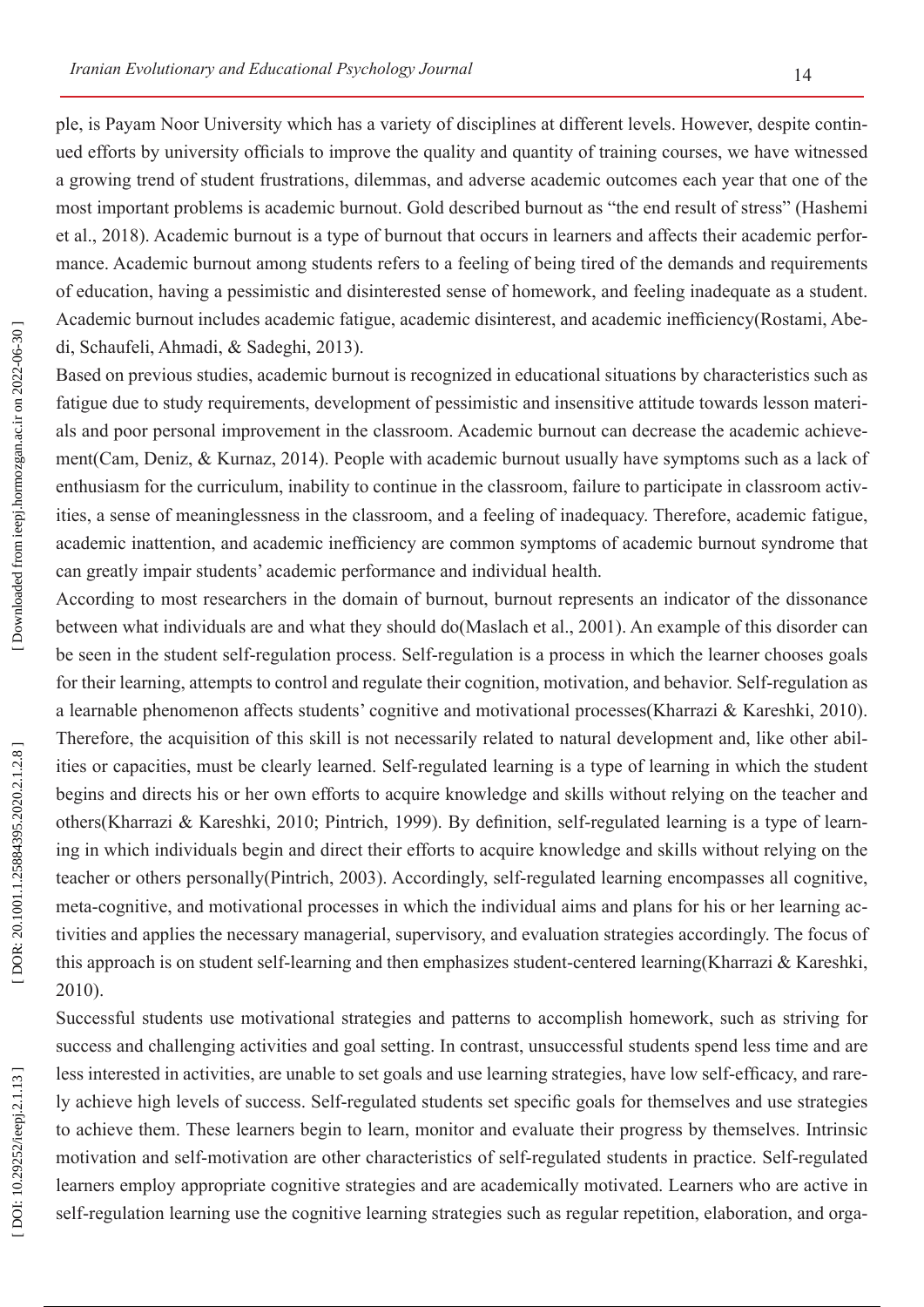ple, is Payam Noor University which has a variety of disciplines at different levels. However, despite continued efforts by university officials to improve the quality and quantity of training courses, we have witnessed a growing trend of student frustrations, dilemmas, and adverse academic outcomes each year that one of the most important problems is academic burnout. Gold described burnout as "the end result of stress" (Hashemi et al., 2018). Academic burnout is a type of burnout that occurs in learners and affects their academic performance. Academic burnout among students refers to a feeling of being tired of the demands and requirements of education, having a pessimistic and disinterested sense of homework, and feeling inadequate as a student. Academic burnout includes academic fatigue, academic disinterest, and academic inefficiency(Rostami, Abedi, Schaufeli, Ahmadi, & Sadeghi, 2013).

Based on previous studies, academic burnout is recognized in educational situations by characteristics such as fatigue due to study requirements, development of pessimistic and insensitive attitude towards lesson materials and poor personal improvement in the classroom. Academic burnout can decrease the academic achievement(Cam, Deniz, & Kurnaz, 2014). People with academic burnout usually have symptoms such as a lack of enthusiasm for the curriculum, inability to continue in the classroom, failure to participate in classroom activities, a sense of meaninglessness in the classroom, and a feeling of inadequacy. Therefore, academic fatigue, academic inattention, and academic inefficiency are common symptoms of academic burnout syndrome that can greatly impair students' academic performance and individual health.

According to most researchers in the domain of burnout, burnout represents an indicator of the dissonance between what individuals are and what they should do(Maslach et al., 2001). An example of this disorder can be seen in the student self-regulation process. Self-regulation is a process in which the learner chooses goals for their learning, attempts to control and regulate their cognition, motivation, and behavior. Self-regulation as a learnable phenomenon affects students' cognitive and motivational processes(Kharrazi & Kareshki, 2010). Therefore, the acquisition of this skill is not necessarily related to natural development and, like other abilities or capacities, must be clearly learned. Self-regulated learning is a type of learning in which the student begins and directs his or her own efforts to acquire knowledge and skills without relying on the teacher and others(Kharrazi & Kareshki, 2010; Pintrich, 1999). By definition, self-regulated learning is a type of learning in which individuals begin and direct their efforts to acquire knowledge and skills without relying on the teacher or others personally(Pintrich, 2003). Accordingly, self-regulated learning encompasses all cognitive, meta-cognitive, and motivational processes in which the individual aims and plans for his or her learning activities and applies the necessary managerial, supervisory, and evaluation strategies accordingly. The focus of this approach is on student self-learning and then emphasizes student-centered learning(Kharrazi & Kareshki, 2010).

Successful students use motivational strategies and patterns to accomplish homework, such as striving for success and challenging activities and goal setting. In contrast, unsuccessful students spend less time and are less interested in activities, are unable to set goals and use learning strategies, have low self-efficacy, and rarely achieve high levels of success. Self-regulated students set specific goals for themselves and use strategies to achieve them. These learners begin to learn, monitor and evaluate their progress by themselves. Intrinsic motivation and self-motivation are other characteristics of self-regulated students in practice. Self-regulated learners employ appropriate cognitive strategies and are academically motivated. Learners who are active in self-regulation learning use the cognitive learning strategies such as regular repetition, elaboration, and orga-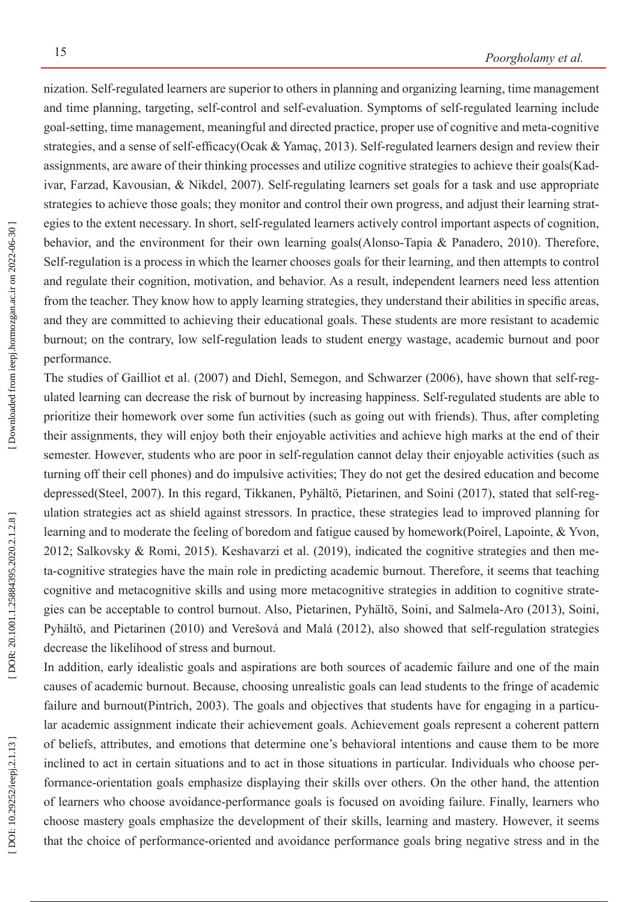nization. Self-regulated learners are superior to others in planning and organizing learning, time management and time planning, targeting, self-control and self-evaluation. Symptoms of self-regulated learning include goal-setting, time management, meaningful and directed practice, proper use of cognitive and meta-cognitive strategies, and a sense of self-efficacy(Ocak & Yamaç, 2013). Self-regulated learners design and review their assignments, are aware of their thinking processes and utilize cognitive strategies to achieve their goals(Kadivar, Farzad, Kavousian, & Nikdel, 2007). Self-regulating learners set goals for a task and use appropriate strategies to achieve those goals; they monitor and control their own progress, and adjust their learning strategies to the extent necessary. In short, self-regulated learners actively control important aspects of cognition, behavior, and the environment for their own learning goals(Alonso-Tapia & Panadero, 2010). Therefore, Self-regulation is a process in which the learner chooses goals for their learning, and then attempts to control and regulate their cognition, motivation, and behavior. As a result, independent learners need less attention from the teacher. They know how to apply learning strategies, they understand their abilities in specific areas, and they are committed to achieving their educational goals. These students are more resistant to academic burnout; on the contrary, low self-regulation leads to student energy wastage, academic burnout and poor performance.

The studies of Gailliot et al. (2007) and Diehl, Semegon, and Schwarzer (2006), have shown that self-regulated learning can decrease the risk of burnout by increasing happiness. Self-regulated students are able to prioritize their homework over some fun activities (such as going out with friends). Thus, after completing their assignments, they will enjoy both their enjoyable activities and achieve high marks at the end of their semester. However, students who are poor in self-regulation cannot delay their enjoyable activities (such as turning off their cell phones) and do impulsive activities; They do not get the desired education and become depressed(Steel, 2007). In this regard, Tikkanen, Pyhältö, Pietarinen, and Soini (2017), stated that self-regulation strategies act as shield against stressors. In practice, these strategies lead to improved planning for learning and to moderate the feeling of boredom and fatigue caused by homework(Poirel, Lapointe, & Yvon, 2012; Salkovsky & Romi, 2015). Keshavarzi et al. (2019), indicated the cognitive strategies and then meta-cognitive strategies have the main role in predicting academic burnout. Therefore, it seems that teaching cognitive and metacognitive skills and using more metacognitive strategies in addition to cognitive strategies can be acceptable to control burnout. Also, Pietarinen, Pyhältö, Soini, and Salmela-Aro (2013), Soini, Pyhältö, and Pietarinen (2010) and Verešová and Malá (2012), also showed that self-regulation strategies decrease the likelihood of stress and burnout.

In addition, early idealistic goals and aspirations are both sources of academic failure and one of the main causes of academic burnout. Because, choosing unrealistic goals can lead students to the fringe of academic failure and burnout(Pintrich, 2003). The goals and objectives that students have for engaging in a particular academic assignment indicate their achievement goals. Achievement goals represent a coherent pattern of beliefs, attributes, and emotions that determine one's behavioral intentions and cause them to be more inclined to act in certain situations and to act in those situations in particular. Individuals who choose performance-orientation goals emphasize displaying their skills over others. On the other hand, the attention of learners who choose avoidance-performance goals is focused on avoiding failure. Finally, learners who choose mastery goals emphasize the development of their skills, learning and mastery. However, it seems that the choice of performance-oriented and avoidance performance goals bring negative stress and in the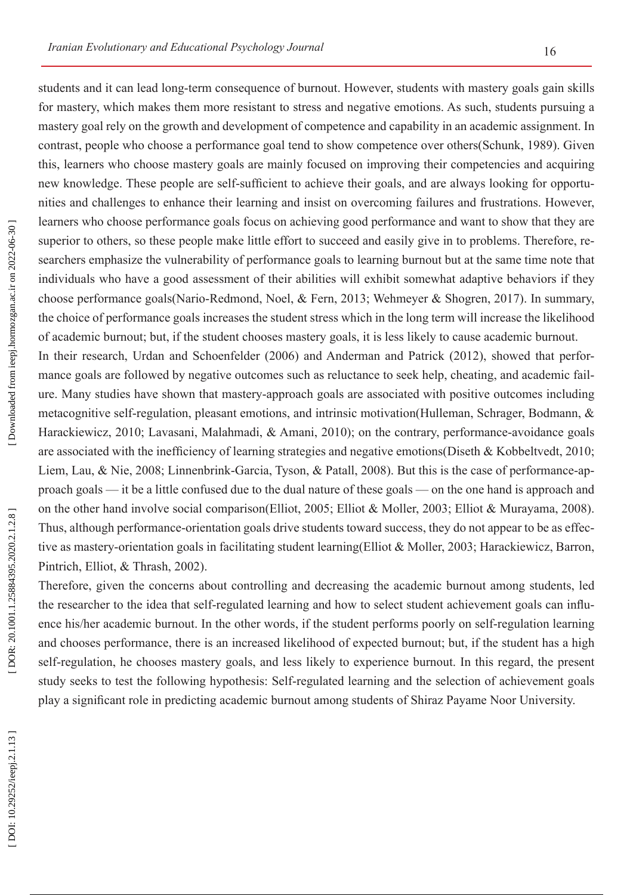students and it can lead long-term consequence of burnout. However, students with mastery goals gain skills for mastery, which makes them more resistant to stress and negative emotions. As such, students pursuing a mastery goal rely on the growth and development of competence and capability in an academic assignment. In contrast, people who choose a performance goal tend to show competence over others(Schunk, 1989). Given this, learners who choose mastery goals are mainly focused on improving their competencies and acquiring new knowledge. These people are self-sufficient to achieve their goals, and are always looking for opportunities and challenges to enhance their learning and insist on overcoming failures and frustrations. However, learners who choose performance goals focus on achieving good performance and want to show that they are superior to others, so these people make little effort to succeed and easily give in to problems. Therefore, researchers emphasize the vulnerability of performance goals to learning burnout but at the same time note that individuals who have a good assessment of their abilities will exhibit somewhat adaptive behaviors if they choose performance goals(Nario-Redmond, Noel, & Fern, 2013; Wehmeyer & Shogren, 2017). In summary, the choice of performance goals increases the student stress which in the long term will increase the likelihood of academic burnout; but, if the student chooses mastery goals, it is less likely to cause academic burnout.

In their research, Urdan and Schoenfelder (2006) and Anderman and Patrick (2012), showed that performance goals are followed by negative outcomes such as reluctance to seek help, cheating, and academic failure. Many studies have shown that mastery-approach goals are associated with positive outcomes including metacognitive self-regulation, pleasant emotions, and intrinsic motivation(Hulleman, Schrager, Bodmann, & Harackiewicz, 2010; Lavasani, Malahmadi, & Amani, 2010); on the contrary, performance-avoidance goals are associated with the inefficiency of learning strategies and negative emotions(Diseth & Kobbeltvedt, 2010; Liem, Lau, & Nie, 2008; Linnenbrink-Garcia, Tyson, & Patall, 2008). But this is the case of performance-approach goals — it be a little confused due to the dual nature of these goals — on the one hand is approach and on the other hand involve social comparison(Elliot, 2005; Elliot & Moller, 2003; Elliot & Murayama, 2008). Thus, although performance-orientation goals drive students toward success, they do not appear to be as effective as mastery-orientation goals in facilitating student learning(Elliot & Moller, 2003; Harackiewicz, Barron, Pintrich, Elliot, & Thrash, 2002).

Therefore, given the concerns about controlling and decreasing the academic burnout among students, led the researcher to the idea that self-regulated learning and how to select student achievement goals can influence his/her academic burnout. In the other words, if the student performs poorly on self-regulation learning and chooses performance, there is an increased likelihood of expected burnout; but, if the student has a high self-regulation, he chooses mastery goals, and less likely to experience burnout. In this regard, the present study seeks to test the following hypothesis: Self-regulated learning and the selection of achievement goals play a significant role in predicting academic burnout among students of Shiraz Payame Noor University.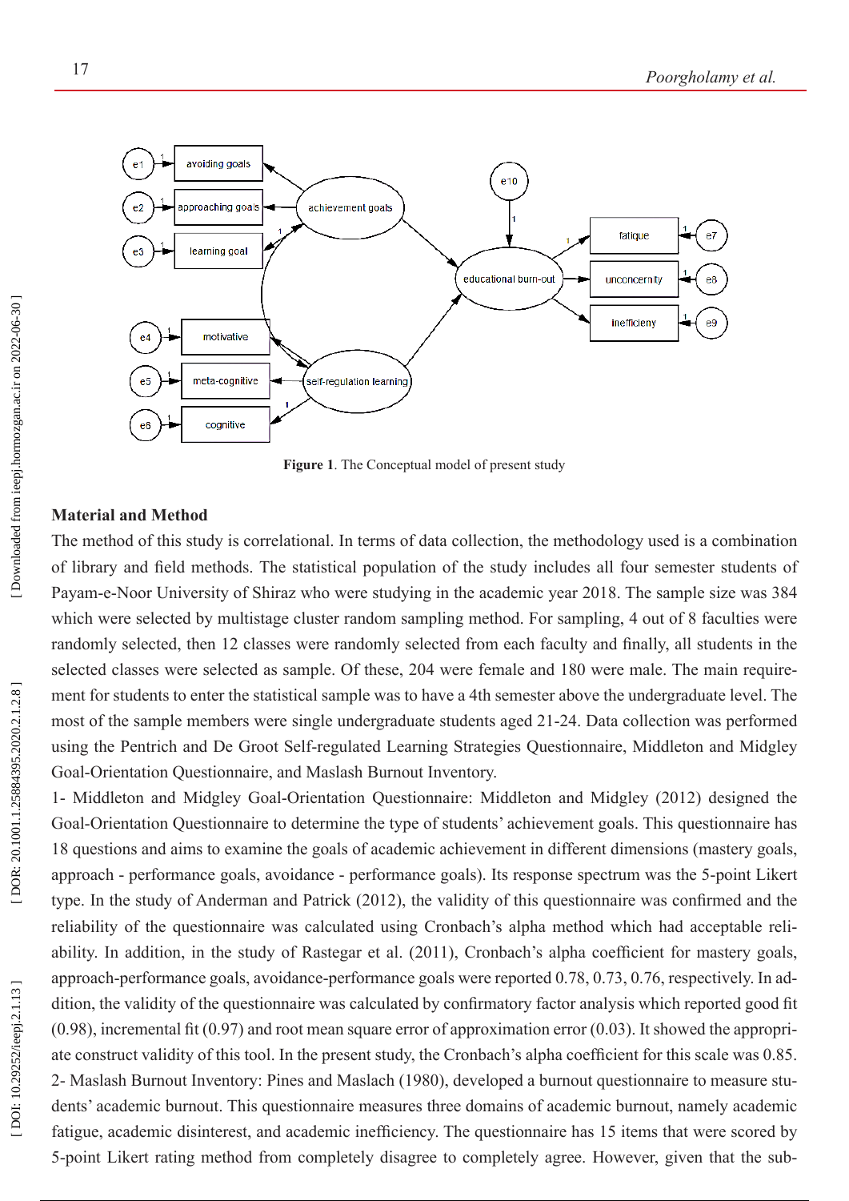**Figure 1**. The Conceptual model of present study

**Material and Method**

The method of this study is correlational. In terms of data collection, the methodology used is a combination of library and field methods. The statistical population of the study includes all four semester students of Payam-e-Noor University of Shiraz who were studying in the academic year 2018. The sample size was 384 which were selected by multistage cluster random sampling method. For sampling, 4 out of 8 faculties were randomly selected, then 12 classes were randomly selected from each faculty and finally, all students in the selected classes were selected as sample. Of these, 204 were female and 180 were male. The main requirement for students to enter the statistical sample was to have a 4th semester above the undergraduate level. The most of the sample members were single undergraduate students aged 21-24. Data collection was performed using the Pentrich and De Groot Self-regulated Learning Strategies Questionnaire, Middleton and Midgley Goal-Orientation Questionnaire, and Maslash Burnout Inventory.

1- Middleton and Midgley Goal-Orientation Questionnaire: Middleton and Midgley (2012) designed the Goal-Orientation Questionnaire to determine the type of students' achievement goals. This questionnaire has 18 questions and aims to examine the goals of academic achievement in different dimensions (mastery goals, approach - performance goals, avoidance - performance goals). Its response spectrum was the 5-point Likert type. In the study of Anderman and Patrick (2012), the validity of this questionnaire was confirmed and the reliability of the questionnaire was calculated using Cronbach's alpha method which had acceptable reliability. In addition, in the study of Rastegar et al. (2011), Cronbach's alpha coefficient for mastery goals, approach-performance goals, avoidance-performance goals were reported 0.78, 0.73, 0.76, respectively. In addition, the validity of the questionnaire was calculated by confirmatory factor analysis which reported good fit (0.98), incremental fit (0.97) and root mean square error of approximation error (0.03). It showed the appropriate construct validity of this tool. In the present study, the Cronbach's alpha coefficient for this scale was 0.85.

2- Maslash Burnout Inventory: Pines and Maslach (1980), developed a burnout questionnaire to measure students' academic burnout. This questionnaire measures three domains of academic burnout, namely academic fatigue, academic disinterest, and academic inefficiency. The questionnaire has 15 items that were scored by 5-point Likert rating method from completely disagree to completely agree. However, given that the sub-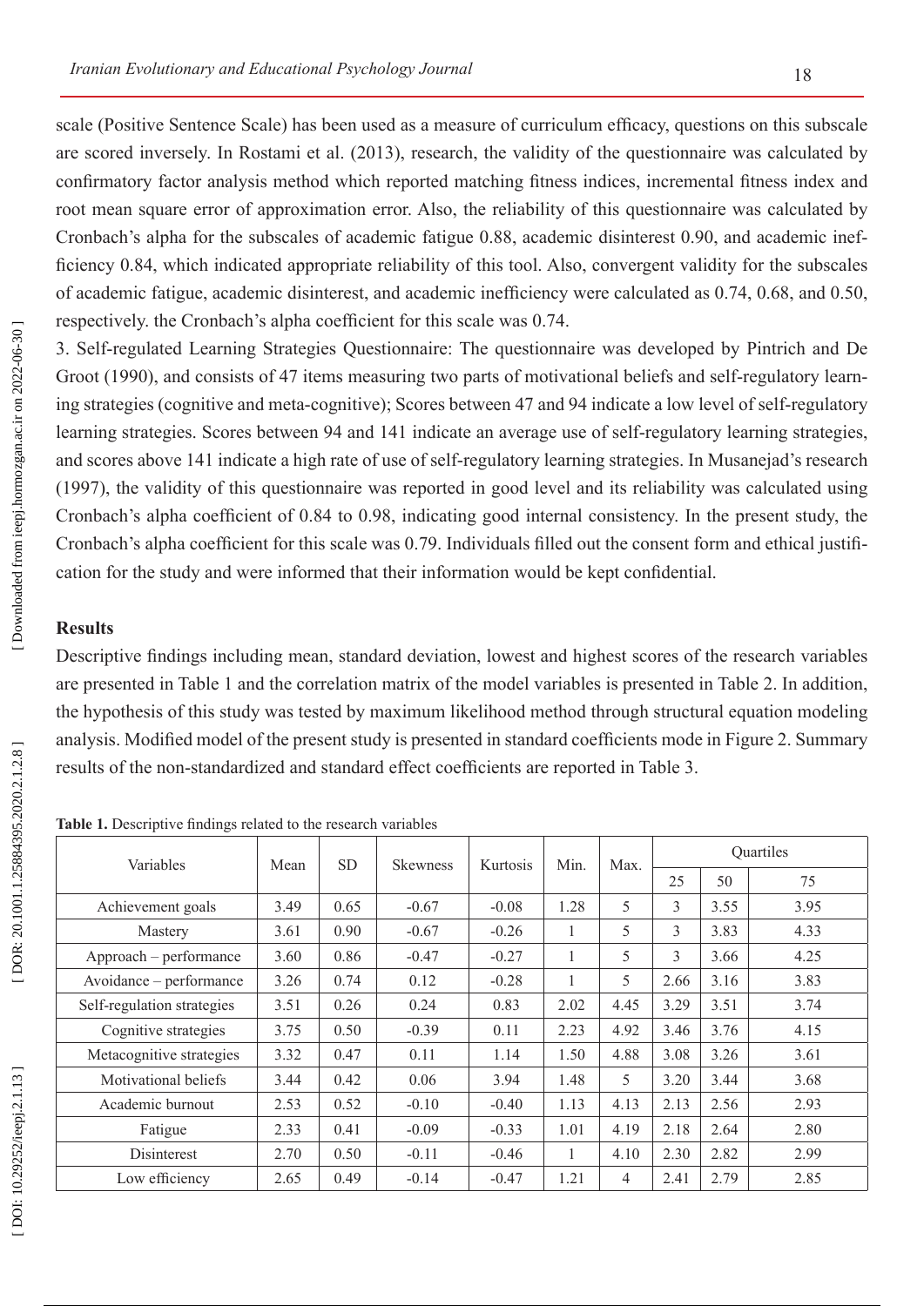scale (Positive Sentence Scale) has been used as a measure of curriculum efficacy, questions on this subscale are scored inversely. In Rostami et al. (2013), research, the validity of the questionnaire was calculated by confirmatory factor analysis method which reported matching fitness indices, incremental fitness index and root mean square error of approximation error. Also, the reliability of this questionnaire was calculated by Cronbach's alpha for the subscales of academic fatigue 0.88, academic disinterest 0.90, and academic inefficiency 0.84, which indicated appropriate reliability of this tool. Also, convergent validity for the subscales of academic fatigue, academic disinterest, and academic inefficiency were calculated as 0.74, 0.68, and 0.50, respectively. the Cronbach's alpha coefficient for this scale was 0.74.

3. Self-regulated Learning Strategies Questionnaire: The questionnaire was developed by Pintrich and De Groot (1990), and consists of 47 items measuring two parts of motivational beliefs and self-regulatory learning strategies (cognitive and meta-cognitive); Scores between 47 and 94 indicate a low level of self-regulatory learning strategies. Scores between 94 and 141 indicate an average use of self-regulatory learning strategies, and scores above 141 indicate a high rate of use of self-regulatory learning strategies. In Musanejad's research (1997), the validity of this questionnaire was reported in good level and its reliability was calculated using Cronbach's alpha coefficient of 0.84 to 0.98, indicating good internal consistency. In the present study, the Cronbach's alpha coefficient for this scale was 0.79. Individuals filled out the consent form and ethical justification for the study and were informed that their information would be kept confidential.

## Results

Descriptive findings including mean, standard deviation, lowest and highest scores of the research variables are presented in Table 1 and the correlation matrix of the model variables is presented in Table 2. In addition, the hypothesis of this study was tested by maximum likelihood method through structural equation modeling analysis. Modified model of the present study is presented in standard coefficients mode in Figure 2. Summary results of the non-standardized and standard effect coefficients are reported in Table 3.

**Table 1.** Descriptive findings related to the research variables

| Variables | Mean | SD | Skewness | Kurtosis | Min. | Max. | Quartiles | | |
|---|---|---|---|---|---|---|---|---|---|
| | | | | | | | 25 | 50 | 75 |
| Achievement goals | 3.49 | 0.65 | -0.67 | -0.08 | 1.28 | 5 | 3 | 3.55 | 3.95 |
| Mastery | 3.61 | 0.90 | -0.67 | -0.26 | 1 | 5 | 3 | 3.83 | 4.33 |
| Approach – performance | 3.60 | 0.86 | -0.47 | -0.27 | 1 | 5 | 3 | 3.66 | 4.25 |
| Avoidance – performance | 3.26 | 0.74 | 0.12 | -0.28 | 1 | 5 | 2.66 | 3.16 | 3.83 |
| Self-regulation strategies | 3.51 | 0.26 | 0.24 | 0.83 | 2.02 | 4.45 | 3.29 | 3.51 | 3.74 |
| Cognitive strategies | 3.75 | 0.50 | -0.39 | 0.11 | 2.23 | 4.92 | 3.46 | 3.76 | 4.15 |
| Metacognitive strategies | 3.32 | 0.47 | 0.11 | 1.14 | 1.50 | 4.88 | 3.08 | 3.26 | 3.61 |
| Motivational beliefs | 3.44 | 0.42 | 0.06 | 3.94 | 1.48 | 5 | 3.20 | 3.44 | 3.68 |
| Academic burnout | 2.53 | 0.52 | -0.10 | -0.40 | 1.13 | 4.13 | 2.13 | 2.56 | 2.93 |
| Fatigue | 2.33 | 0.41 | -0.09 | -0.33 | 1.01 | 4.19 | 2.18 | 2.64 | 2.80 |
| Disinterest | 2.70 | 0.50 | -0.11 | -0.46 | 1 | 4.10 | 2.30 | 2.82 | 2.99 |
| Low efficiency | 2.65 | 0.49 | -0.14 | -0.47 | 1.21 | 4 | 2.41 | 2.79 | 2.85 |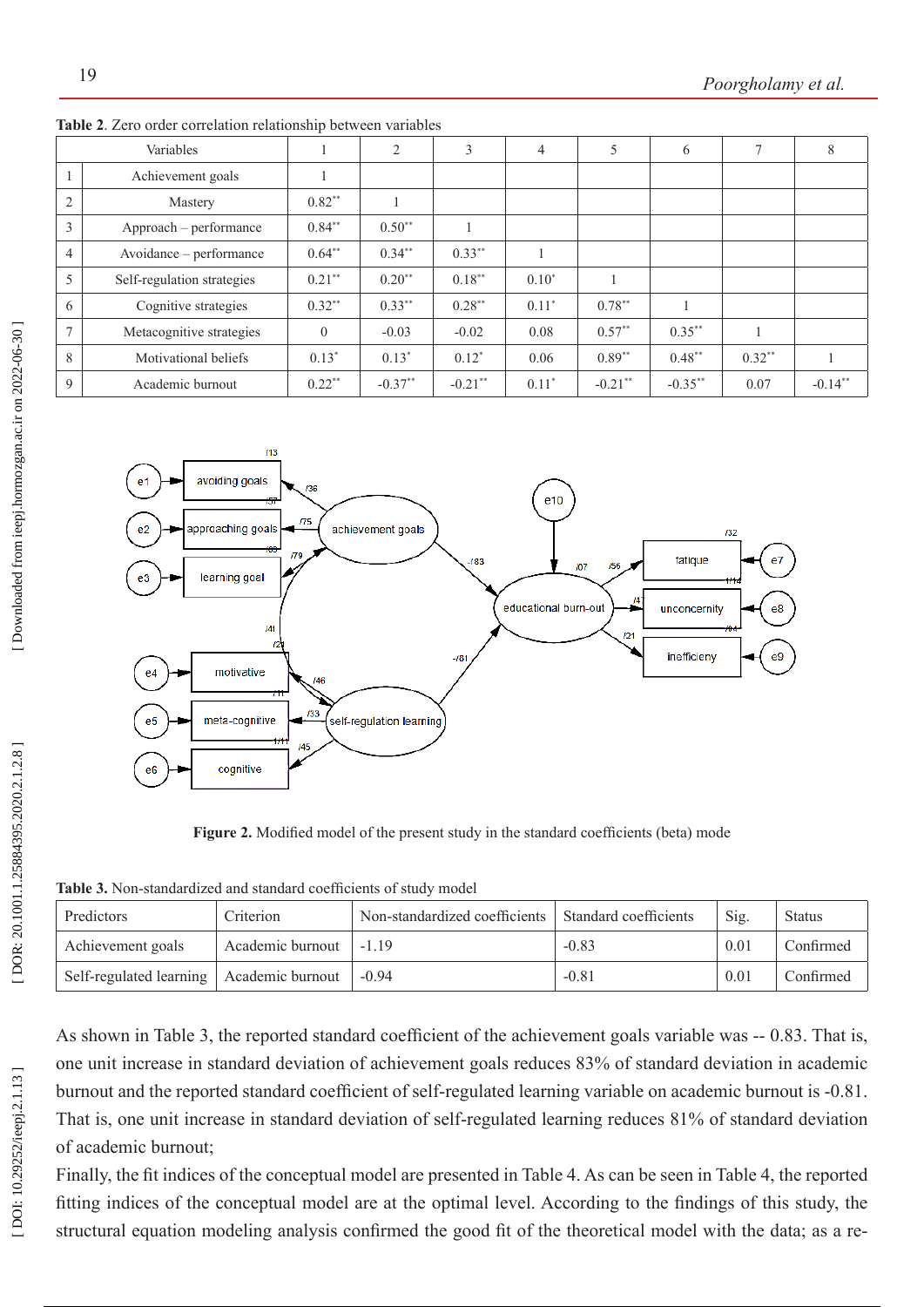**Table 2**. Zero order correlation relationship between variables

| | Variables | 1 | 2 | 3 | 4 | 5 | 6 | 7 | 8 |
|---|---|---|---|---|---|---|---|---|---|
| 1 | Achievement goals | 1 | | | | | | | |
| 2 | Mastery | 0.82** | 1 | | | | | | |
| 3 | Approach – performance | 0.84** | 0.50** | 1 | | | | | |
| 4 | Avoidance – performance | 0.64** | 0.34** | 0.33** | 1 | | | | |
| 5 | Self-regulation strategies | 0.21** | 0.20** | 0.18** | 0.10* | 1 | | | |
| 6 | Cognitive strategies | 0.32** | 0.33** | 0.28** | 0.11* | 0.78** | 1 | | |
| 7 | Metacognitive strategies | 0 | -0.03 | -0.02 | 0.08 | 0.57** | 0.35** | 1 | |
| 8 | Motivational beliefs | 0.13* | 0.13* | 0.12* | 0.06 | 0.89** | 0.48** | 0.32** | 1 |
| 9 | Academic burnout | 0.22** | -0.37** | -0.21** | 0.11* | -0.21** | -0.35** | 0.07 | -0.14** |

**Figure 2.** Modified model of the present study in the standard coefficients (beta) mode

**Table 3.** Non-standardized and standard coefficients of study model

| Predictors | Criterion | Non-standardized coefficients | Standard coefficients | Sig. | Status |
|---|---|---|---|---|---|
| Achievement goals | Academic burnout | -1.19 | -0.83 | 0.01 | Confirmed |
| Self-regulated learning | Academic burnout | -0.94 | -0.81 | 0.01 | Confirmed |

As shown in Table 3, the reported standard coefficient of the achievement goals variable was -- 0.83. That is, one unit increase in standard deviation of achievement goals reduces 83% of standard deviation in academic burnout and the reported standard coefficient of self-regulated learning variable on academic burnout is -0.81. That is, one unit increase in standard deviation of self-regulated learning reduces 81% of standard deviation of academic burnout;

Finally, the fit indices of the conceptual model are presented in Table 4. As can be seen in Table 4, the reported fitting indices of the conceptual model are at the optimal level. According to the findings of this study, the structural equation modeling analysis confirmed the good fit of the theoretical model with the data; as a re-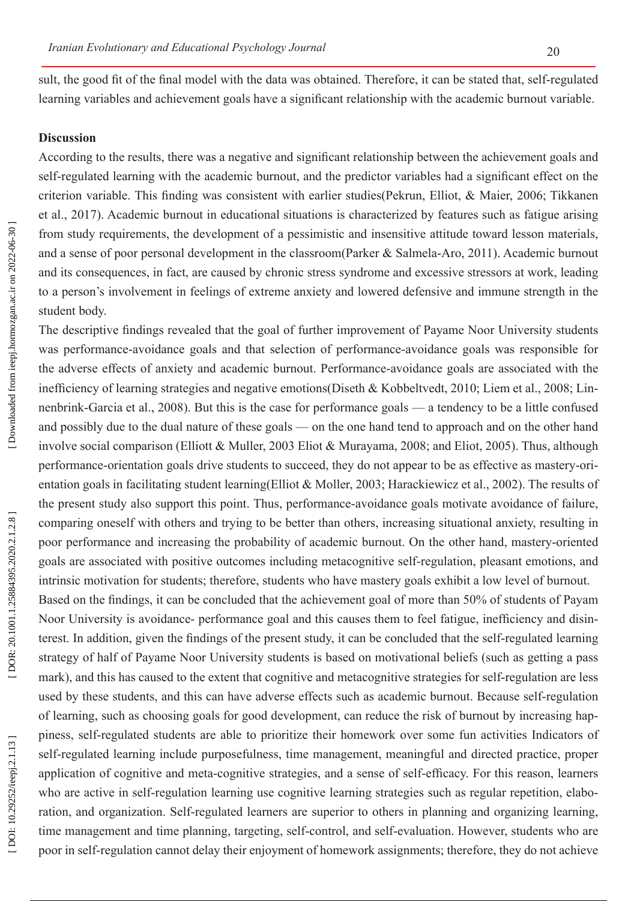sult, the good fit of the final model with the data was obtained. Therefore, it can be stated that, self-regulated learning variables and achievement goals have a significant relationship with the academic burnout variable.

**Discussion**

According to the results, there was a negative and significant relationship between the achievement goals and self-regulated learning with the academic burnout, and the predictor variables had a significant effect on the criterion variable. This finding was consistent with earlier studies(Pekrun, Elliot, & Maier, 2006; Tikkanen et al., 2017). Academic burnout in educational situations is characterized by features such as fatigue arising from study requirements, the development of a pessimistic and insensitive attitude toward lesson materials, and a sense of poor personal development in the classroom(Parker & Salmela-Aro, 2011). Academic burnout and its consequences, in fact, are caused by chronic stress syndrome and excessive stressors at work, leading to a person's involvement in feelings of extreme anxiety and lowered defensive and immune strength in the student body.

The descriptive findings revealed that the goal of further improvement of Payame Noor University students was performance-avoidance goals and that selection of performance-avoidance goals was responsible for the adverse effects of anxiety and academic burnout. Performance-avoidance goals are associated with the inefficiency of learning strategies and negative emotions(Diseth & Kobbeltvedt, 2010; Liem et al., 2008; Linnenbrink-Garcia et al., 2008). But this is the case for performance goals — a tendency to be a little confused and possibly due to the dual nature of these goals — on the one hand tend to approach and on the other hand involve social comparison (Elliott & Muller, 2003 Eliot & Murayama, 2008; and Eliot, 2005). Thus, although performance-orientation goals drive students to succeed, they do not appear to be as effective as mastery-orientation goals in facilitating student learning(Elliot & Moller, 2003; Harackiewicz et al., 2002). The results of the present study also support this point. Thus, performance-avoidance goals motivate avoidance of failure, comparing oneself with others and trying to be better than others, increasing situational anxiety, resulting in poor performance and increasing the probability of academic burnout. On the other hand, mastery-oriented goals are associated with positive outcomes including metacognitive self-regulation, pleasant emotions, and intrinsic motivation for students; therefore, students who have mastery goals exhibit a low level of burnout.

Based on the findings, it can be concluded that the achievement goal of more than 50% of students of Payam Noor University is avoidance- performance goal and this causes them to feel fatigue, inefficiency and disinterest. In addition, given the findings of the present study, it can be concluded that the self-regulated learning strategy of half of Payame Noor University students is based on motivational beliefs (such as getting a pass mark), and this has caused to the extent that cognitive and metacognitive strategies for self-regulation are less used by these students, and this can have adverse effects such as academic burnout. Because self-regulation of learning, such as choosing goals for good development, can reduce the risk of burnout by increasing happiness, self-regulated students are able to prioritize their homework over some fun activities Indicators of self-regulated learning include purposefulness, time management, meaningful and directed practice, proper application of cognitive and meta-cognitive strategies, and a sense of self-efficacy. For this reason, learners who are active in self-regulation learning use cognitive learning strategies such as regular repetition, elaboration, and organization. Self-regulated learners are superior to others in planning and organizing learning, time management and time planning, targeting, self-control, and self-evaluation. However, students who are poor in self-regulation cannot delay their enjoyment of homework assignments; therefore, they do not achieve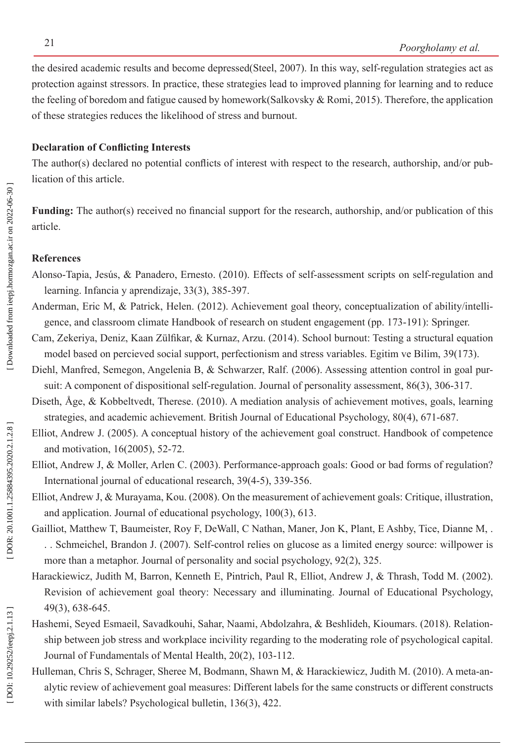the desired academic results and become depressed(Steel, 2007). In this way, self-regulation strategies act as protection against stressors. In practice, these strategies lead to improved planning for learning and to reduce the feeling of boredom and fatigue caused by homework(Salkovsky & Romi, 2015). Therefore, the application of these strategies reduces the likelihood of stress and burnout.

**Declaration of Conflicting Interests**

The author(s) declared no potential conflicts of interest with respect to the research, authorship, and/or publication of this article.

**Funding:** The author(s) received no financial support for the research, authorship, and/or publication of this article.

**References**

Alonso-Tapia, Jesús, & Panadero, Ernesto. (2010). Effects of self-assessment scripts on self-regulation and learning. Infancia y aprendizaje, 33(3), 385-397.

Anderman, Eric M, & Patrick, Helen. (2012). Achievement goal theory, conceptualization of ability/intelligence, and classroom climate Handbook of research on student engagement (pp. 173-191): Springer.

Cam, Zekeriya, Deniz, Kaan Zülfikar, & Kurnaz, Arzu. (2014). School burnout: Testing a structural equation model based on percieved social support, perfectionism and stress variables. Egitim ve Bilim, 39(173).

Diehl, Manfred, Semegon, Angelenia B, & Schwarzer, Ralf. (2006). Assessing attention control in goal pursuit: A component of dispositional self-regulation. Journal of personality assessment, 86(3), 306-317.

Diseth, Åge, & Kobbeltvedt, Therese. (2010). A mediation analysis of achievement motives, goals, learning strategies, and academic achievement. British Journal of Educational Psychology, 80(4), 671-687.

Elliot, Andrew J. (2005). A conceptual history of the achievement goal construct. Handbook of competence and motivation, 16(2005), 52-72.

Elliot, Andrew J, & Moller, Arlen C. (2003). Performance-approach goals: Good or bad forms of regulation? International journal of educational research, 39(4-5), 339-356.

Elliot, Andrew J, & Murayama, Kou. (2008). On the measurement of achievement goals: Critique, illustration, and application. Journal of educational psychology, 100(3), 613.

Gailliot, Matthew T, Baumeister, Roy F, DeWall, C Nathan, Maner, Jon K, Plant, E Ashby, Tice, Dianne M, . . . Schmeichel, Brandon J. (2007). Self-control relies on glucose as a limited energy source: willpower is more than a metaphor. Journal of personality and social psychology, 92(2), 325.

Harackiewicz, Judith M, Barron, Kenneth E, Pintrich, Paul R, Elliot, Andrew J, & Thrash, Todd M. (2002). Revision of achievement goal theory: Necessary and illuminating. Journal of Educational Psychology, 49(3), 638-645.

Hashemi, Seyed Esmaeil, Savadkouhi, Sahar, Naami, Abdolzahra, & Beshlideh, Kioumars. (2018). Relationship between job stress and workplace incivility regarding to the moderating role of psychological capital. Journal of Fundamentals of Mental Health, 20(2), 103-112.

Hulleman, Chris S, Schrager, Sheree M, Bodmann, Shawn M, & Harackiewicz, Judith M. (2010). A meta-analytic review of achievement goal measures: Different labels for the same constructs or different constructs with similar labels? Psychological bulletin, 136(3), 422.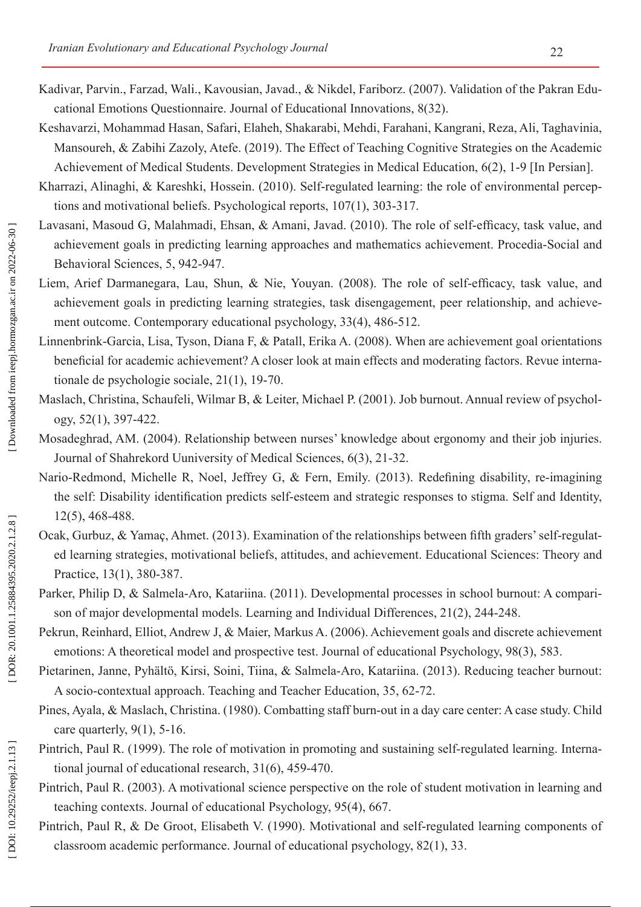Kadivar, Parvin., Farzad, Wali., Kavousian, Javad., & Nikdel, Fariborz. (2007). Validation of the Pakran Educational Emotions Questionnaire. Journal of Educational Innovations, 8(32).

Keshavarzi, Mohammad Hasan, Safari, Elaheh, Shakarabi, Mehdi, Farahani, Kangrani, Reza, Ali, Taghavinia, Mansoureh, & Zabihi Zazoly, Atefe. (2019). The Effect of Teaching Cognitive Strategies on the Academic Achievement of Medical Students. Development Strategies in Medical Education, 6(2), 1-9 [In Persian].

Kharrazi, Alinaghi, & Kareshki, Hossein. (2010). Self-regulated learning: the role of environmental perceptions and motivational beliefs. Psychological reports, 107(1), 303-317.

Lavasani, Masoud G, Malahmadi, Ehsan, & Amani, Javad. (2010). The role of self-efficacy, task value, and achievement goals in predicting learning approaches and mathematics achievement. Procedia-Social and Behavioral Sciences, 5, 942-947.

Liem, Arief Darmanegara, Lau, Shun, & Nie, Youyan. (2008). The role of self-efficacy, task value, and achievement goals in predicting learning strategies, task disengagement, peer relationship, and achievement outcome. Contemporary educational psychology, 33(4), 486-512.

Linnenbrink-Garcia, Lisa, Tyson, Diana F, & Patall, Erika A. (2008). When are achievement goal orientations beneficial for academic achievement? A closer look at main effects and moderating factors. Revue internationale de psychologie sociale, 21(1), 19-70.

Maslach, Christina, Schaufeli, Wilmar B, & Leiter, Michael P. (2001). Job burnout. Annual review of psychology, 52(1), 397-422.

Mosadeghrad, AM. (2004). Relationship between nurses' knowledge about ergonomy and their job injuries. Journal of Shahrekord Uuniversity of Medical Sciences, 6(3), 21-32.

Nario-Redmond, Michelle R, Noel, Jeffrey G, & Fern, Emily. (2013). Redefining disability, re-imagining the self: Disability identification predicts self-esteem and strategic responses to stigma. Self and Identity, 12(5), 468-488.

Ocak, Gurbuz, & Yamaç, Ahmet. (2013). Examination of the relationships between fifth graders' self-regulated learning strategies, motivational beliefs, attitudes, and achievement. Educational Sciences: Theory and Practice, 13(1), 380-387.

Parker, Philip D, & Salmela-Aro, Katariina. (2011). Developmental processes in school burnout: A comparison of major developmental models. Learning and Individual Differences, 21(2), 244-248.

Pekrun, Reinhard, Elliot, Andrew J, & Maier, Markus A. (2006). Achievement goals and discrete achievement emotions: A theoretical model and prospective test. Journal of educational Psychology, 98(3), 583.

Pietarinen, Janne, Pyhältö, Kirsi, Soini, Tiina, & Salmela-Aro, Katariina. (2013). Reducing teacher burnout: A socio-contextual approach. Teaching and Teacher Education, 35, 62-72.

Pines, Ayala, & Maslach, Christina. (1980). Combatting staff burn-out in a day care center: A case study. Child care quarterly, 9(1), 5-16.

Pintrich, Paul R. (1999). The role of motivation in promoting and sustaining self-regulated learning. International journal of educational research, 31(6), 459-470.

Pintrich, Paul R. (2003). A motivational science perspective on the role of student motivation in learning and teaching contexts. Journal of educational Psychology, 95(4), 667.

Pintrich, Paul R, & De Groot, Elisabeth V. (1990). Motivational and self-regulated learning components of classroom academic performance. Journal of educational psychology, 82(1), 33.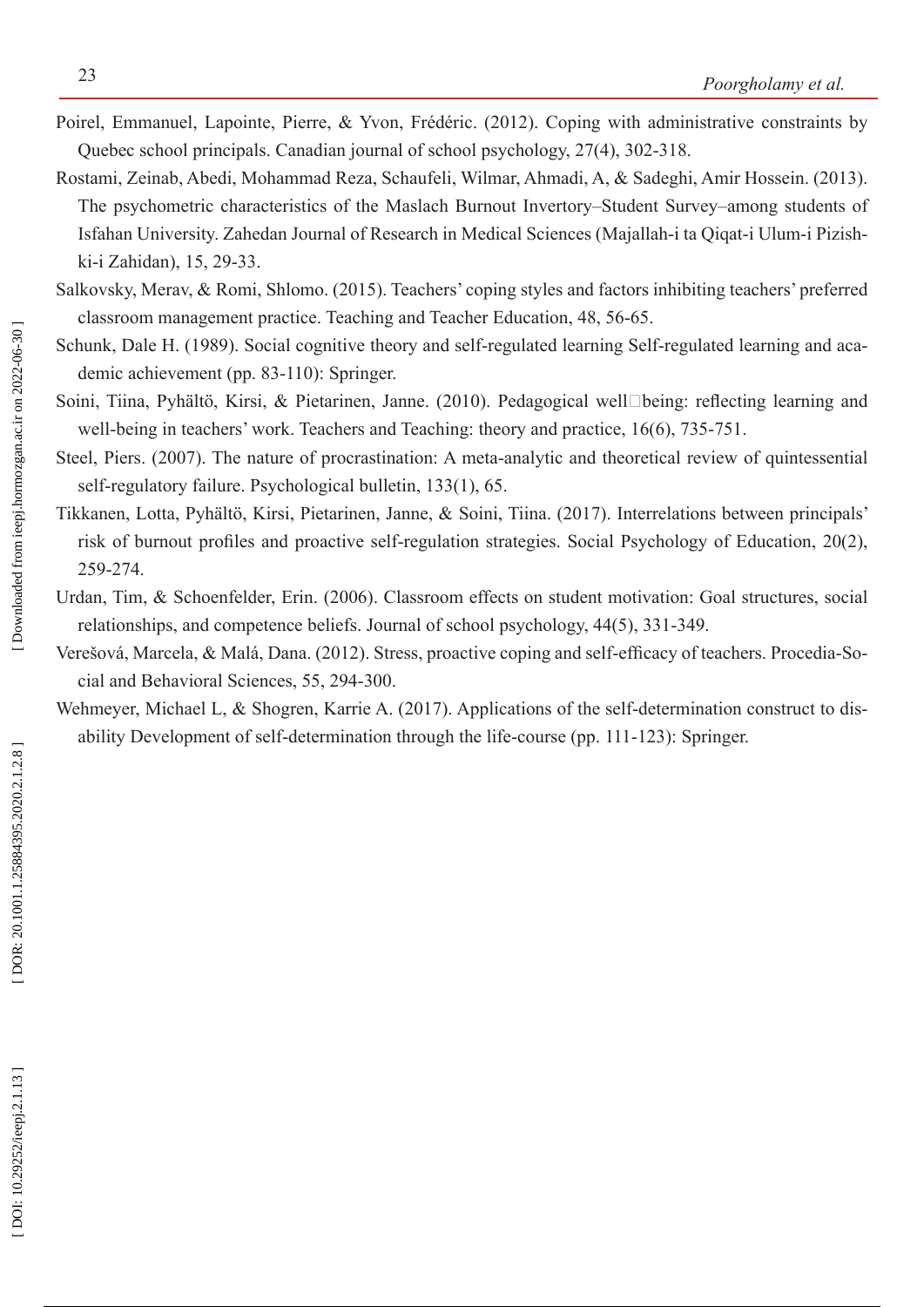Poirel, Emmanuel, Lapointe, Pierre, & Yvon, Frédéric. (2012). Coping with administrative constraints by Quebec school principals. Canadian journal of school psychology, 27(4), 302-318.

Rostami, Zeinab, Abedi, Mohammad Reza, Schaufeli, Wilmar, Ahmadi, A, & Sadeghi, Amir Hossein. (2013). The psychometric characteristics of the Maslach Burnout Invertory–Student Survey–among students of Isfahan University. Zahedan Journal of Research in Medical Sciences (Majallah-i ta Qiqat-i Ulum-i Pizishki-i Zahidan), 15, 29-33.

Salkovsky, Merav, & Romi, Shlomo. (2015). Teachers' coping styles and factors inhibiting teachers' preferred classroom management practice. Teaching and Teacher Education, 48, 56-65.

Schunk, Dale H. (1989). Social cognitive theory and self-regulated learning Self-regulated learning and academic achievement (pp. 83-110): Springer.

Soini, Tiina, Pyhältö, Kirsi, & Pietarinen, Janne. (2010). Pedagogical well□being: reflecting learning and well-being in teachers' work. Teachers and Teaching: theory and practice, 16(6), 735-751.

Steel, Piers. (2007). The nature of procrastination: A meta-analytic and theoretical review of quintessential self-regulatory failure. Psychological bulletin, 133(1), 65.

Tikkanen, Lotta, Pyhältö, Kirsi, Pietarinen, Janne, & Soini, Tiina. (2017). Interrelations between principals' risk of burnout profiles and proactive self-regulation strategies. Social Psychology of Education, 20(2), 259-274.

Urdan, Tim, & Schoenfelder, Erin. (2006). Classroom effects on student motivation: Goal structures, social relationships, and competence beliefs. Journal of school psychology, 44(5), 331-349.

Verešová, Marcela, & Malá, Dana. (2012). Stress, proactive coping and self-efficacy of teachers. Procedia-Social and Behavioral Sciences, 55, 294-300.

Wehmeyer, Michael L, & Shogren, Karrie A. (2017). Applications of the self-determination construct to disability Development of self-determination through the life-course (pp. 111-123): Springer.